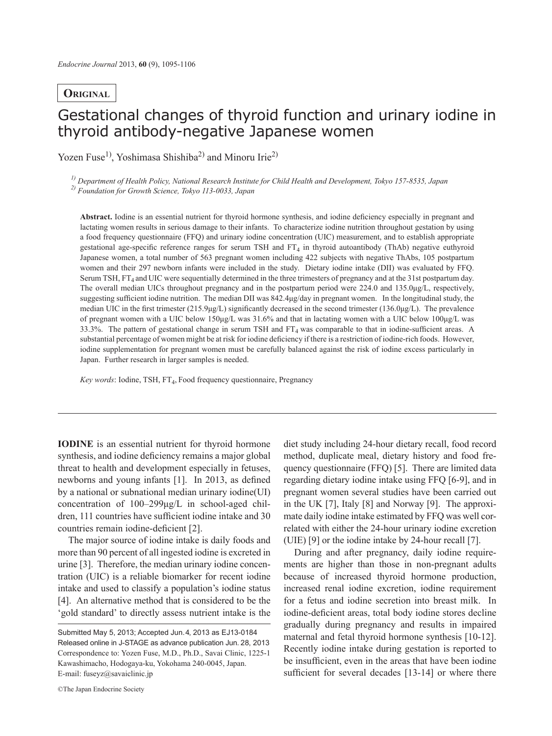**Original**

# Gestational changes of thyroid function and urinary iodine in thyroid antibody-negative Japanese women

Yozen Fuse[1)], Yoshimasa Shishiba[2)] and Minoru Irie[2)]

[1)] *Department of Health Policy, National Research Institute for Child Health and Development, Tokyo 157-8535, Japan*
[2)] *Foundation for Growth Science, Tokyo 113-0033, Japan*

**Abstract.** Iodine is an essential nutrient for thyroid hormone synthesis, and iodine deficiency especially in pregnant and lactating women results in serious damage to their infants. To characterize iodine nutrition throughout gestation by using a food frequency questionnaire (FFQ) and urinary iodine concentration (UIC) measurement, and to establish appropriate gestational age-specific reference ranges for serum TSH and $FT_4$ in thyroid autoantibody (ThAb) negative euthyroid Japanese women, a total number of 563 pregnant women including 422 subjects with negative ThAbs, 105 postpartum women and their 297 newborn infants were included in the study. Dietary iodine intake (DII) was evaluated by FFQ. Serum TSH, $FT_4$ and UIC were sequentially determined in the three trimesters of pregnancy and at the 31st postpartum day. The overall median UICs throughout pregnancy and in the postpartum period were 224.0 and 135.0μg/L, respectively, suggesting sufficient iodine nutrition. The median DII was 842.4μg/day in pregnant women. In the longitudinal study, the median UIC in the first trimester (215.9μg/L) significantly decreased in the second trimester (136.0μg/L). The prevalence of pregnant women with a UIC below 150μg/L was 31.6% and that in lactating women with a UIC below 100μg/L was 33.3%. The pattern of gestational change in serum TSH and $FT_4$ was comparable to that in iodine-sufficient areas. A substantial percentage of women might be at risk for iodine deficiency if there is a restriction of iodine-rich foods. However, iodine supplementation for pregnant women must be carefully balanced against the risk of iodine excess particularly in Japan. Further research in larger samples is needed.

*Key words*: Iodine, TSH, $FT_4$, Food frequency questionnaire, Pregnancy

**IODINE** is an essential nutrient for thyroid hormone synthesis, and iodine deficiency remains a major global threat to health and development especially in fetuses, newborns and young infants [1]. In 2013, as defined by a national or subnational median urinary iodine(UI) concentration of 100–299μg/L in school-aged children, 111 countries have sufficient iodine intake and 30 countries remain iodine-deficient [2].

The major source of iodine intake is daily foods and more than 90 percent of all ingested iodine is excreted in urine [3]. Therefore, the median urinary iodine concentration (UIC) is a reliable biomarker for recent iodine intake and used to classify a population's iodine status [4]. An alternative method that is considered to be the 'gold standard' to directly assess nutrient intake is the diet study including 24-hour dietary recall, food record method, duplicate meal, dietary history and food frequency questionnaire (FFQ) [5]. There are limited data regarding dietary iodine intake using FFQ [6-9], and in pregnant women several studies have been carried out in the UK [7], Italy [8] and Norway [9]. The approximate daily iodine intake estimated by FFQ was well correlated with either the 24-hour urinary iodine excretion (UIE) [9] or the iodine intake by 24-hour recall [7].

During and after pregnancy, daily iodine requirements are higher than those in non-pregnant adults because of increased thyroid hormone production, increased renal iodine excretion, iodine requirement for a fetus and iodine secretion into breast milk. In iodine-deficient areas, total body iodine stores decline gradually during pregnancy and results in impaired maternal and fetal thyroid hormone synthesis [10-12]. Recently iodine intake during gestation is reported to be insufficient, even in the areas that have been iodine sufficient for several decades [13-14] or where there

Submitted May 5, 2013; Accepted Jun. 4, 2013 as EJ13-0184
Released online in J-STAGE as advance publication Jun. 28, 2013
Correspondence to: Yozen Fuse, M.D., Ph.D., Savai Clinic, 1225-1 Kawashimacho, Hodogaya-ku, Yokohama 240-0045, Japan.
E-mail: fuseyz@savaiclinic.jp

©The Japan Endocrine Society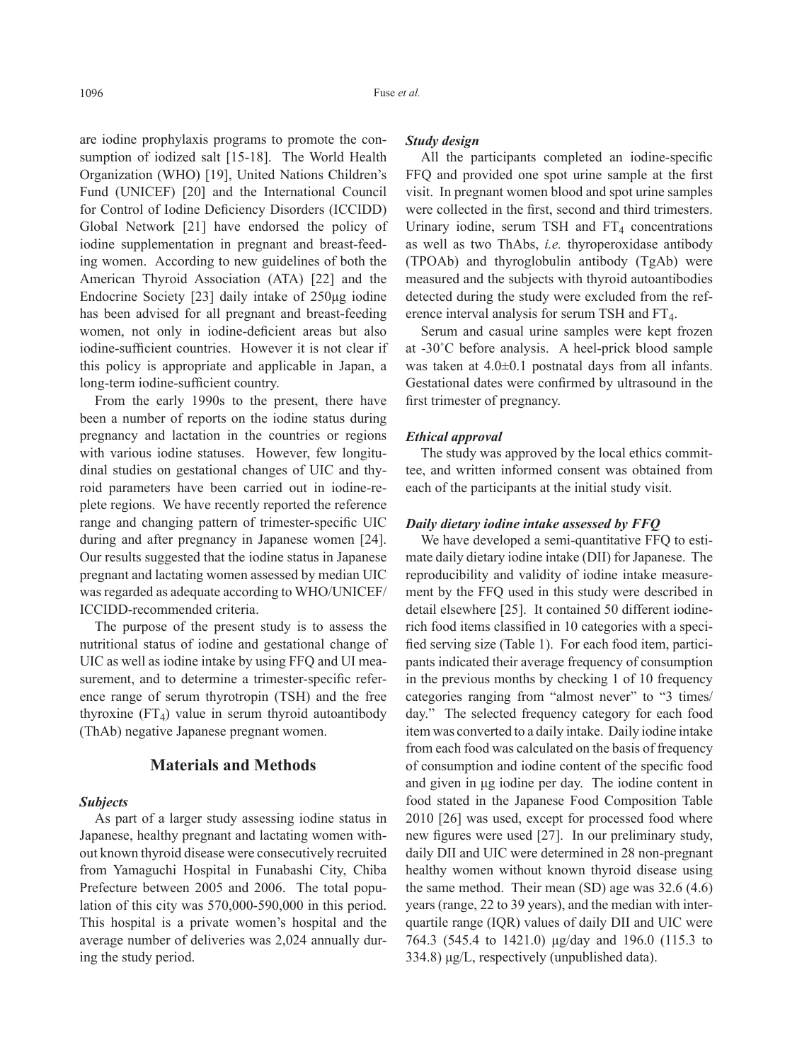are iodine prophylaxis programs to promote the consumption of iodized salt [15-18]. The World Health Organization (WHO) [19], United Nations Children's Fund (UNICEF) [20] and the International Council for Control of Iodine Deficiency Disorders (ICCIDD) Global Network [21] have endorsed the policy of iodine supplementation in pregnant and breast-feeding women. According to new guidelines of both the American Thyroid Association (ATA) [22] and the Endocrine Society [23] daily intake of 250μg iodine has been advised for all pregnant and breast-feeding women, not only in iodine-deficient areas but also iodine-sufficient countries. However it is not clear if this policy is appropriate and applicable in Japan, a long-term iodine-sufficient country.

From the early 1990s to the present, there have been a number of reports on the iodine status during pregnancy and lactation in the countries or regions with various iodine statuses. However, few longitudinal studies on gestational changes of UIC and thyroid parameters have been carried out in iodine-replete regions. We have recently reported the reference range and changing pattern of trimester-specific UIC during and after pregnancy in Japanese women [24]. Our results suggested that the iodine status in Japanese pregnant and lactating women assessed by median UIC was regarded as adequate according to WHO/UNICEF/ICCIDD-recommended criteria.

The purpose of the present study is to assess the nutritional status of iodine and gestational change of UIC as well as iodine intake by using FFQ and UI measurement, and to determine a trimester-specific reference range of serum thyrotropin (TSH) and the free thyroxine ($FT_4$) value in serum thyroid autoantibody (ThAb) negative Japanese pregnant women.

## Materials and Methods

### *Subjects*

As part of a larger study assessing iodine status in Japanese, healthy pregnant and lactating women without known thyroid disease were consecutively recruited from Yamaguchi Hospital in Funabashi City, Chiba Prefecture between 2005 and 2006. The total population of this city was 570,000-590,000 in this period. This hospital is a private women's hospital and the average number of deliveries was 2,024 annually during the study period.

### *Study design*

All the participants completed an iodine-specific FFQ and provided one spot urine sample at the first visit. In pregnant women blood and spot urine samples were collected in the first, second and third trimesters. Urinary iodine, serum TSH and $FT_4$ concentrations as well as two ThAbs, *i.e.* thyroperoxidase antibody (TPOAb) and thyroglobulin antibody (TgAb) were measured and the subjects with thyroid autoantibodies detected during the study were excluded from the reference interval analysis for serum TSH and $FT_4$.

Serum and casual urine samples were kept frozen at -30˚C before analysis. A heel-prick blood sample was taken at 4.0±0.1 postnatal days from all infants. Gestational dates were confirmed by ultrasound in the first trimester of pregnancy.

### *Ethical approval*

The study was approved by the local ethics committee, and written informed consent was obtained from each of the participants at the initial study visit.

### *Daily dietary iodine intake assessed by FFQ*

We have developed a semi-quantitative FFQ to estimate daily dietary iodine intake (DII) for Japanese. The reproducibility and validity of iodine intake measurement by the FFQ used in this study were described in detail elsewhere [25]. It contained 50 different iodine-rich food items classified in 10 categories with a specified serving size (Table 1). For each food item, participants indicated their average frequency of consumption in the previous months by checking 1 of 10 frequency categories ranging from "almost never" to "3 times/day." The selected frequency category for each food item was converted to a daily intake. Daily iodine intake from each food was calculated on the basis of frequency of consumption and iodine content of the specific food and given in μg iodine per day. The iodine content in food stated in the Japanese Food Composition Table 2010 [26] was used, except for processed food where new figures were used [27]. In our preliminary study, daily DII and UIC were determined in 28 non-pregnant healthy women without known thyroid disease using the same method. Their mean (SD) age was 32.6 (4.6) years (range, 22 to 39 years), and the median with interquartile range (IQR) values of daily DII and UIC were 764.3 (545.4 to 1421.0) μg/day and 196.0 (115.3 to 334.8) μg/L, respectively (unpublished data).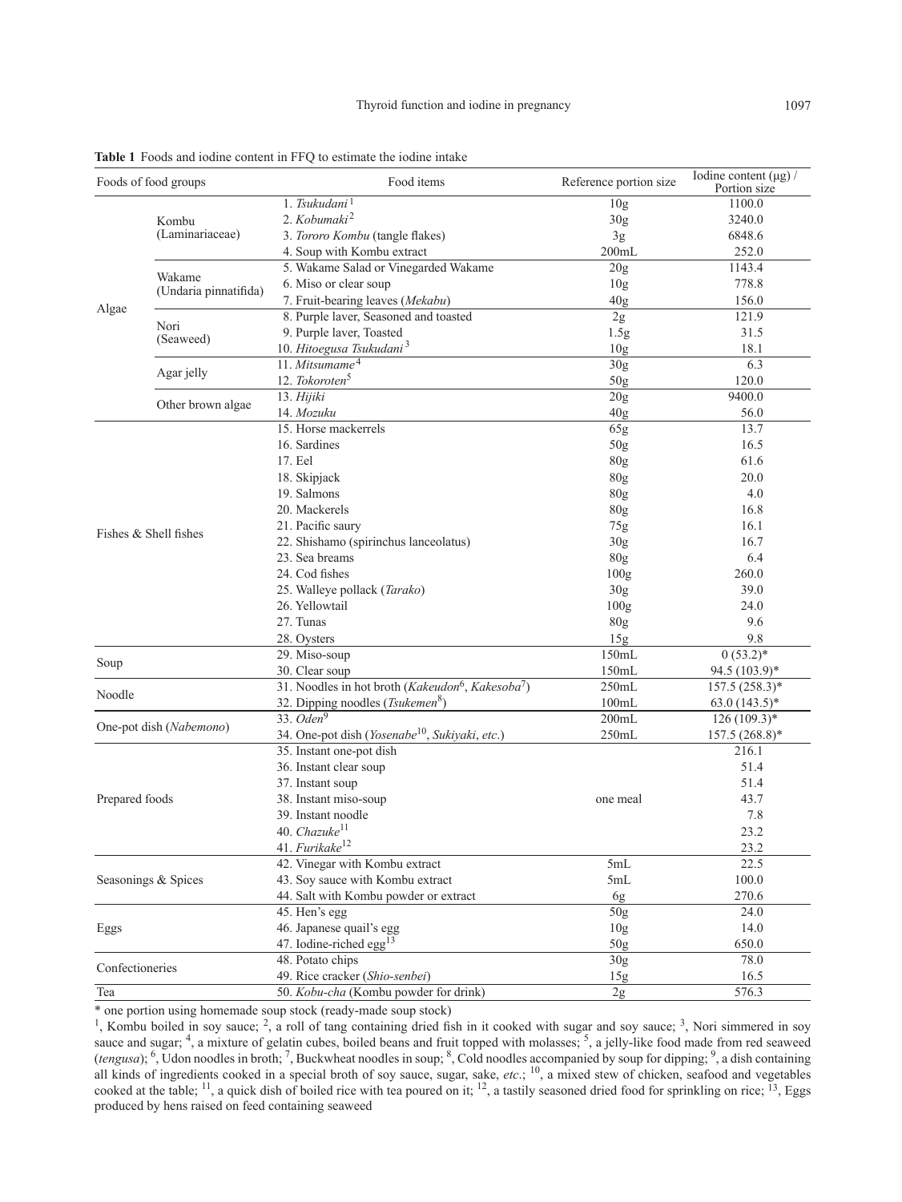**Table 1** Foods and iodine content in FFQ to estimate the iodine intake

| Foods of food groups | | Food items | Reference portion size | Iodine content (μg) / Portion size |
|---|---|---|---|---|
| Algae | Kombu (Laminariaceae) | 1. *Tsukudani*[1] | 10g | 1100.0 |
| | | 2. *Kobumaki*[2] | 30g | 3240.0 |
| | | 3. *Tororo Kombu* (tangle flakes) | 3g | 6848.6 |
| | | 4. Soup with Kombu extract | 200mL | 252.0 |
| | Wakame (Undaria pinnatifida) | 5. Wakame Salad or Vinegarded Wakame | 20g | 1143.4 |
| | | 6. Miso or clear soup | 10g | 778.8 |
| | | 7. Fruit-bearing leaves (*Mekabu*) | 40g | 156.0 |
| | Nori (Seaweed) | 8. Purple laver, Seasoned and toasted | 2g | 121.9 |
| | | 9. Purple laver, Toasted | 1.5g | 31.5 |
| | | 10. *Hitoegusa Tsukudani*[3] | 10g | 18.1 |
| | Agar jelly | 11. *Mitsumame*[4] | 30g | 6.3 |
| | | 12. *Tokoroten*[5] | 50g | 120.0 |
| | Other brown algae | 13. *Hijiki* | 20g | 9400.0 |
| | | 14. *Mozuku* | 40g | 56.0 |
| Fishes & Shell fishes | | 15. Horse mackerrels | 65g | 13.7 |
| | | 16. Sardines | 50g | 16.5 |
| | | 17. Eel | 80g | 61.6 |
| | | 18. Skipjack | 80g | 20.0 |
| | | 19. Salmons | 80g | 4.0 |
| | | 20. Mackerels | 80g | 16.8 |
| | | 21. Pacific saury | 75g | 16.1 |
| | | 22. Shishamo (spirinchus lanceolatus) | 30g | 16.7 |
| | | 23. Sea breams | 80g | 6.4 |
| | | 24. Cod fishes | 100g | 260.0 |
| | | 25. Walleye pollack (*Tarako*) | 30g | 39.0 |
| | | 26. Yellowtail | 100g | 24.0 |
| | | 27. Tunas | 80g | 9.6 |
| | | 28. Oysters | 15g | 9.8 |
| Soup | | 29. Miso-soup | 150mL | 0 (53.2)* |
| | | 30. Clear soup | 150mL | 94.5 (103.9)* |
| Noodle | | 31. Noodles in hot broth (*Kakeudon*[6], *Kakesoba*[7]) | 250mL | 157.5 (258.3)* |
| | | 32. Dipping noodles (*Tsukemen*[8]) | 100mL | 63.0 (143.5)* |
| One-pot dish (*Nabemono*) | | 33. *Oden*[9] | 200mL | 126 (109.3)* |
| | | 34. One-pot dish (*Yosenabe*[10], *Sukiyaki*, *etc.*) | 250mL | 157.5 (268.8)* |
| Prepared foods | | 35. Instant one-pot dish | one meal | 216.1 |
| | | 36. Instant clear soup | | 51.4 |
| | | 37. Instant soup | | 51.4 |
| | | 38. Instant miso-soup | | 43.7 |
| | | 39. Instant noodle | | 7.8 |
| | | 40. *Chazuke*[11] | | 23.2 |
| | | 41. *Furikake*[12] | | 23.2 |
| Seasonings & Spices | | 42. Vinegar with Kombu extract | 5mL | 22.5 |
| | | 43. Soy sauce with Kombu extract | 5mL | 100.0 |
| | | 44. Salt with Kombu powder or extract | 6g | 270.6 |
| Eggs | | 45. Hen's egg | 50g | 24.0 |
| | | 46. Japanese quail's egg | 10g | 14.0 |
| | | 47. Iodine-riched egg[13] | 50g | 650.0 |
| Confectioneries | | 48. Potato chips | 30g | 78.0 |
| | | 49. Rice cracker (*Shio-senbei*) | 15g | 16.5 |
| Tea | | 50. *Kobu-cha* (Kombu powder for drink) | 2g | 576.3 |

\* one portion using homemade soup stock (ready-made soup stock)

[1], Kombu boiled in soy sauce; [2], a roll of tang containing dried fish in it cooked with sugar and soy sauce; [3], Nori simmered in soy sauce and sugar; [4], a mixture of gelatin cubes, boiled beans and fruit topped with molasses; [5], a jelly-like food made from red seaweed (*tengusa*); [6], Udon noodles in broth; [7], Buckwheat noodles in soup; [8], Cold noodles accompanied by soup for dipping; [9], a dish containing all kinds of ingredients cooked in a special broth of soy sauce, sugar, sake, *etc.*; [10], a mixed stew of chicken, seafood and vegetables cooked at the table; [11], a quick dish of boiled rice with tea poured on it; [12], a tastily seasoned dried food for sprinkling on rice; [13], Eggs produced by hens raised on feed containing seaweed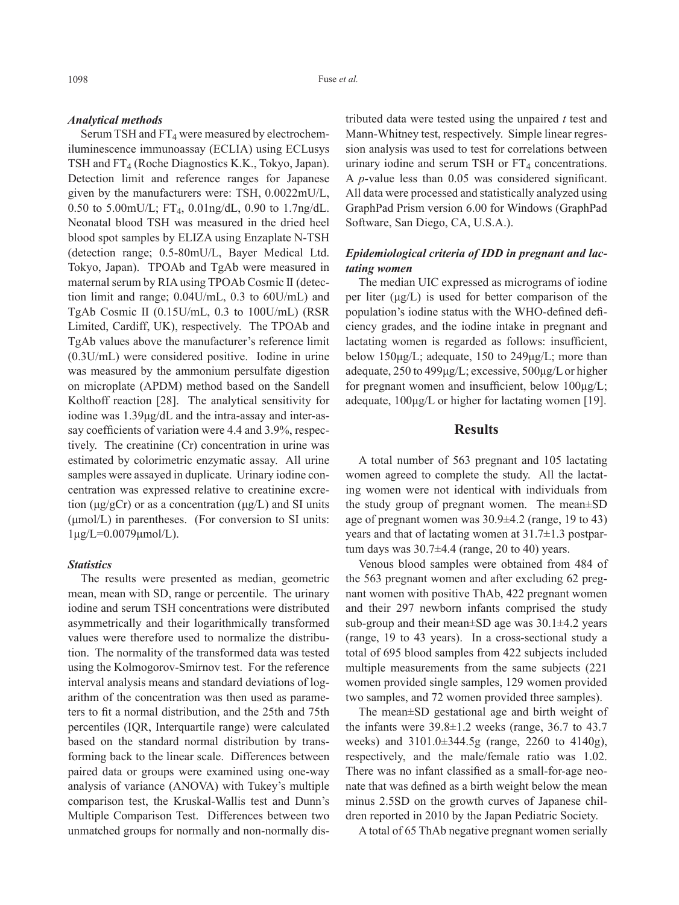### *Analytical methods*

Serum TSH and $FT_4$ were measured by electrochemiluminescence immunoassay (ECLIA) using ECLusys TSH and $FT_4$ (Roche Diagnostics K.K., Tokyo, Japan). Detection limit and reference ranges for Japanese given by the manufacturers were: TSH, 0.0022mU/L, 0.50 to 5.00mU/L; $FT_4$, 0.01ng/dL, 0.90 to 1.7ng/dL. Neonatal blood TSH was measured in the dried heel blood spot samples by ELIZA using Enzaplate N-TSH (detection range; 0.5-80mU/L, Bayer Medical Ltd. Tokyo, Japan). TPOAb and TgAb were measured in maternal serum by RIA using TPOAb Cosmic II (detection limit and range; 0.04U/mL, 0.3 to 60U/mL) and TgAb Cosmic II (0.15U/mL, 0.3 to 100U/mL) (RSR Limited, Cardiff, UK), respectively. The TPOAb and TgAb values above the manufacturer's reference limit (0.3U/mL) were considered positive. Iodine in urine was measured by the ammonium persulfate digestion on microplate (APDM) method based on the Sandell Kolthoff reaction [28]. The analytical sensitivity for iodine was 1.39μg/dL and the intra-assay and inter-assay coefficients of variation were 4.4 and 3.9%, respectively. The creatinine (Cr) concentration in urine was estimated by colorimetric enzymatic assay. All urine samples were assayed in duplicate. Urinary iodine concentration was expressed relative to creatinine excretion (μg/gCr) or as a concentration (μg/L) and SI units (μmol/L) in parentheses. (For conversion to SI units: 1μg/L=0.0079μmol/L).

### *Statistics*

The results were presented as median, geometric mean, mean with SD, range or percentile. The urinary iodine and serum TSH concentrations were distributed asymmetrically and their logarithmically transformed values were therefore used to normalize the distribution. The normality of the transformed data was tested using the Kolmogorov-Smirnov test. For the reference interval analysis means and standard deviations of logarithm of the concentration was then used as parameters to fit a normal distribution, and the 25th and 75th percentiles (IQR, Interquartile range) were calculated based on the standard normal distribution by transforming back to the linear scale. Differences between paired data or groups were examined using one-way analysis of variance (ANOVA) with Tukey's multiple comparison test, the Kruskal-Wallis test and Dunn's Multiple Comparison Test. Differences between two unmatched groups for normally and non-normally distributed data were tested using the unpaired *t* test and Mann-Whitney test, respectively. Simple linear regression analysis was used to test for correlations between urinary iodine and serum TSH or $FT_4$ concentrations. A *p*-value less than 0.05 was considered significant. All data were processed and statistically analyzed using GraphPad Prism version 6.00 for Windows (GraphPad Software, San Diego, CA, U.S.A.).

### *Epidemiological criteria of IDD in pregnant and lactating women*

The median UIC expressed as micrograms of iodine per liter (μg/L) is used for better comparison of the population's iodine status with the WHO-defined deficiency grades, and the iodine intake in pregnant and lactating women is regarded as follows: insufficient, below 150μg/L; adequate, 150 to 249μg/L; more than adequate, 250 to 499μg/L; excessive, 500μg/L or higher for pregnant women and insufficient, below 100μg/L; adequate, 100μg/L or higher for lactating women [19].

## Results

A total number of 563 pregnant and 105 lactating women agreed to complete the study. All the lactating women were not identical with individuals from the study group of pregnant women. The mean±SD age of pregnant women was 30.9±4.2 (range, 19 to 43) years and that of lactating women at 31.7±1.3 postpartum days was 30.7±4.4 (range, 20 to 40) years.

Venous blood samples were obtained from 484 of the 563 pregnant women and after excluding 62 pregnant women with positive ThAb, 422 pregnant women and their 297 newborn infants comprised the study sub-group and their mean±SD age was 30.1±4.2 years (range, 19 to 43 years). In a cross-sectional study a total of 695 blood samples from 422 subjects included multiple measurements from the same subjects (221 women provided single samples, 129 women provided two samples, and 72 women provided three samples).

The mean±SD gestational age and birth weight of the infants were 39.8±1.2 weeks (range, 36.7 to 43.7 weeks) and 3101.0±344.5g (range, 2260 to 4140g), respectively, and the male/female ratio was 1.02. There was no infant classified as a small-for-age neonate that was defined as a birth weight below the mean minus 2.5SD on the growth curves of Japanese children reported in 2010 by the Japan Pediatric Society.

A total of 65 ThAb negative pregnant women serially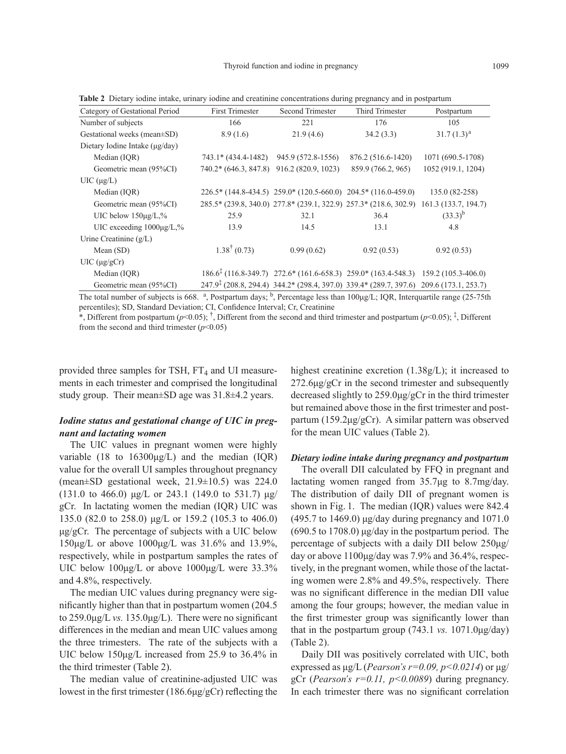**Table 2** Dietary iodine intake, urinary iodine and creatinine concentrations during pregnancy and in postpartum

| Category of Gestational Period | First Trimester | Second Trimester | Third Trimester | Postpartum |
|---|---|---|---|---|
| Number of subjects | 166 | 221 | 176 | 105 |
| Gestational weeks (mean±SD) | 8.9 (1.6) | 21.9 (4.6) | 34.2 (3.3) | 31.7 (1.3)[a] |
| Dietary Iodine Intake (μg/day) | | | | |
| Median (IQR) | 743.1* (434.4-1482) | 945.9 (572.8-1556) | 876.2 (516.6-1420) | 1071 (690.5-1708) |
| Geometric mean (95%CI) | 740.2* (646.3, 847.8) | 916.2 (820.9, 1023) | 859.9 (766.2, 965) | 1052 (919.1, 1204) |
| UIC (μg/L) | | | | |
| Median (IQR) | 226.5* (144.8-434.5) | 259.0* (120.5-660.0) | 204.5* (116.0-459.0) | 135.0 (82-258) |
| Geometric mean (95%CI) | 285.5* (239.8, 340.0) | 277.8* (239.1, 322.9) | 257.3* (218.6, 302.9) | 161.3 (133.7, 194.7) |
| UIC below 150μg/L,% | 25.9 | 32.1 | 36.4 | (33.3)[b] |
| UIC exceeding 1000μg/L,% | 13.9 | 14.5 | 13.1 | 4.8 |
| Urine Creatinine (g/L) | | | | |
| Mean (SD) | 1.38[†] (0.73) | 0.99 (0.62) | 0.92 (0.53) | 0.92 (0.53) |
| UIC (μg/gCr) | | | | |
| Median (IQR) | 186.6[‡] (116.8-349.7) | 272.6* (161.6-658.3) | 259.0* (163.4-548.3) | 159.2 (105.3-406.0) |
| Geometric mean (95%CI) | 247.9[‡] (208.8, 294.4) | 344.2* (298.4, 397.0) | 339.4* (289.7, 397.6) | 209.6 (173.1, 253.7) |

The total number of subjects is 668. [a], Postpartum days; [b], Percentage less than 100μg/L; IQR, Interquartile range (25-75th percentiles); SD, Standard Deviation; CI, Confidence Interval; Cr, Creatinine

*, Different from postpartum ($p$<0.05); [†], Different from the second and third trimester and postpartum ($p$<0.05); [‡], Different from the second and third trimester ($p$<0.05)

provided three samples for TSH, $FT_4$ and UI measurements in each trimester and comprised the longitudinal study group. Their mean±SD age was 31.8±4.2 years.

### *Iodine status and gestational change of UIC in pregnant and lactating women*

The UIC values in pregnant women were highly variable (18 to 16300μg/L) and the median (IQR) value for the overall UI samples throughout pregnancy (mean±SD gestational week, 21.9±10.5) was 224.0 (131.0 to 466.0) μg/L or 243.1 (149.0 to 531.7) μg/gCr. In lactating women the median (IQR) UIC was 135.0 (82.0 to 258.0) μg/L or 159.2 (105.3 to 406.0) μg/gCr. The percentage of subjects with a UIC below 150μg/L or above 1000μg/L was 31.6% and 13.9%, respectively, while in postpartum samples the rates of UIC below 100μg/L or above 1000μg/L were 33.3% and 4.8%, respectively.

The median UIC values during pregnancy were significantly higher than that in postpartum women (204.5 to 259.0μg/L *vs.* 135.0μg/L). There were no significant differences in the median and mean UIC values among the three trimesters. The rate of the subjects with a UIC below 150μg/L increased from 25.9 to 36.4% in the third trimester (Table 2).

The median value of creatinine-adjusted UIC was lowest in the first trimester (186.6μg/gCr) reflecting the highest creatinine excretion (1.38g/L); it increased to 272.6μg/gCr in the second trimester and subsequently decreased slightly to 259.0μg/gCr in the third trimester but remained above those in the first trimester and postpartum (159.2μg/gCr). A similar pattern was observed for the mean UIC values (Table 2).

### *Dietary iodine intake during pregnancy and postpartum*

The overall DII calculated by FFQ in pregnant and lactating women ranged from 35.7μg to 8.7mg/day. The distribution of daily DII of pregnant women is shown in Fig. 1. The median (IQR) values were 842.4 (495.7 to 1469.0) μg/day during pregnancy and 1071.0 (690.5 to 1708.0) μg/day in the postpartum period. The percentage of subjects with a daily DII below 250μg/day or above 1100μg/day was 7.9% and 36.4%, respectively, in the pregnant women, while those of the lactating women were 2.8% and 49.5%, respectively. There was no significant difference in the median DII value among the four groups; however, the median value in the first trimester group was significantly lower than that in the postpartum group (743.1 *vs.* 1071.0μg/day) (Table 2).

Daily DII was positively correlated with UIC, both expressed as μg/L (*Pearson's* $r=0.09$, $p<0.0214$) or μg/gCr (*Pearson's* $r=0.11$, $p<0.0089$) during pregnancy. In each trimester there was no significant correlation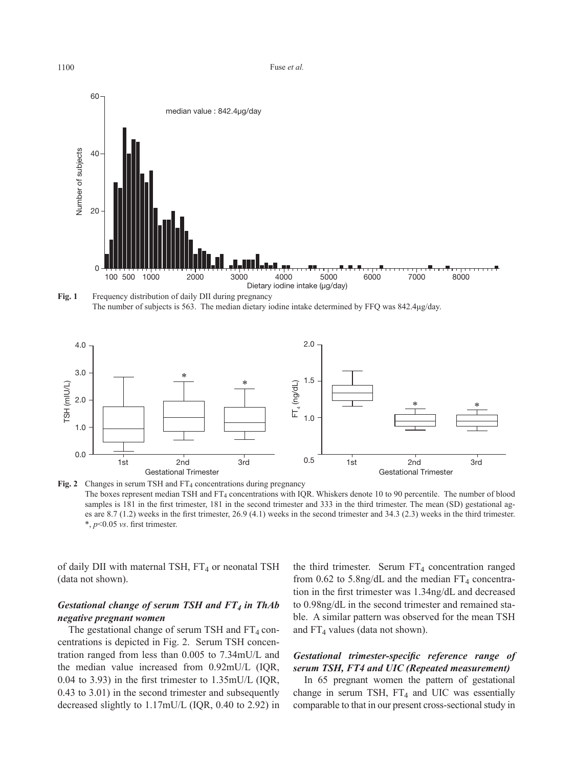60
40
20
0
Number of subjects
median value : 842.4µg/day
100 500 1000 2000 3000 4000 5000 6000 7000 8000
Dietary iodine intake (µg/day)

**Fig. 1** Frequency distribution of daily DII during pregnancy
The number of subjects is 563. The median dietary iodine intake determined by FFQ was 842.4µg/day.

4.0
3.0
2.0
1.0
0.0
TSH (mIU/L)
*
*
1st 2nd 3rd
Gestational Trimester

2.0
1.5
1.0
0.5
$FT_4$ (ng/dL)
*
*
1st 2nd 3rd
Gestational Trimester

**Fig. 2** Changes in serum TSH and $FT_4$ concentrations during pregnancy
The boxes represent median TSH and $FT_4$ concentrations with IQR. Whiskers denote 10 to 90 percentile. The number of blood samples is 181 in the first trimester, 181 in the second trimester and 333 in the third trimester. The mean (SD) gestational ages are 8.7 (1.2) weeks in the first trimester, 26.9 (4.1) weeks in the second trimester and 34.3 (2.3) weeks in the third trimester. *, $p<0.05$ *vs*. first trimester.

of daily DII with maternal TSH, $FT_4$ or neonatal TSH (data not shown).

### *Gestational change of serum TSH and $FT_4$ in ThAb negative pregnant women*

The gestational change of serum TSH and $FT_4$ concentrations is depicted in Fig. 2. Serum TSH concentration ranged from less than 0.005 to 7.34mU/L and the median value increased from 0.92mU/L (IQR, 0.04 to 3.93) in the first trimester to 1.35mU/L (IQR, 0.43 to 3.01) in the second trimester and subsequently decreased slightly to 1.17mU/L (IQR, 0.40 to 2.92) in the third trimester. Serum $FT_4$ concentration ranged from 0.62 to 5.8ng/dL and the median $FT_4$ concentration in the first trimester was 1.34ng/dL and decreased to 0.98ng/dL in the second trimester and remained stable. A similar pattern was observed for the mean TSH and $FT_4$ values (data not shown).

### *Gestational trimester-specific reference range of serum TSH, FT4 and UIC (Repeated measurement)*

In 65 pregnant women the pattern of gestational change in serum TSH, $FT_4$ and UIC was essentially comparable to that in our present cross-sectional study in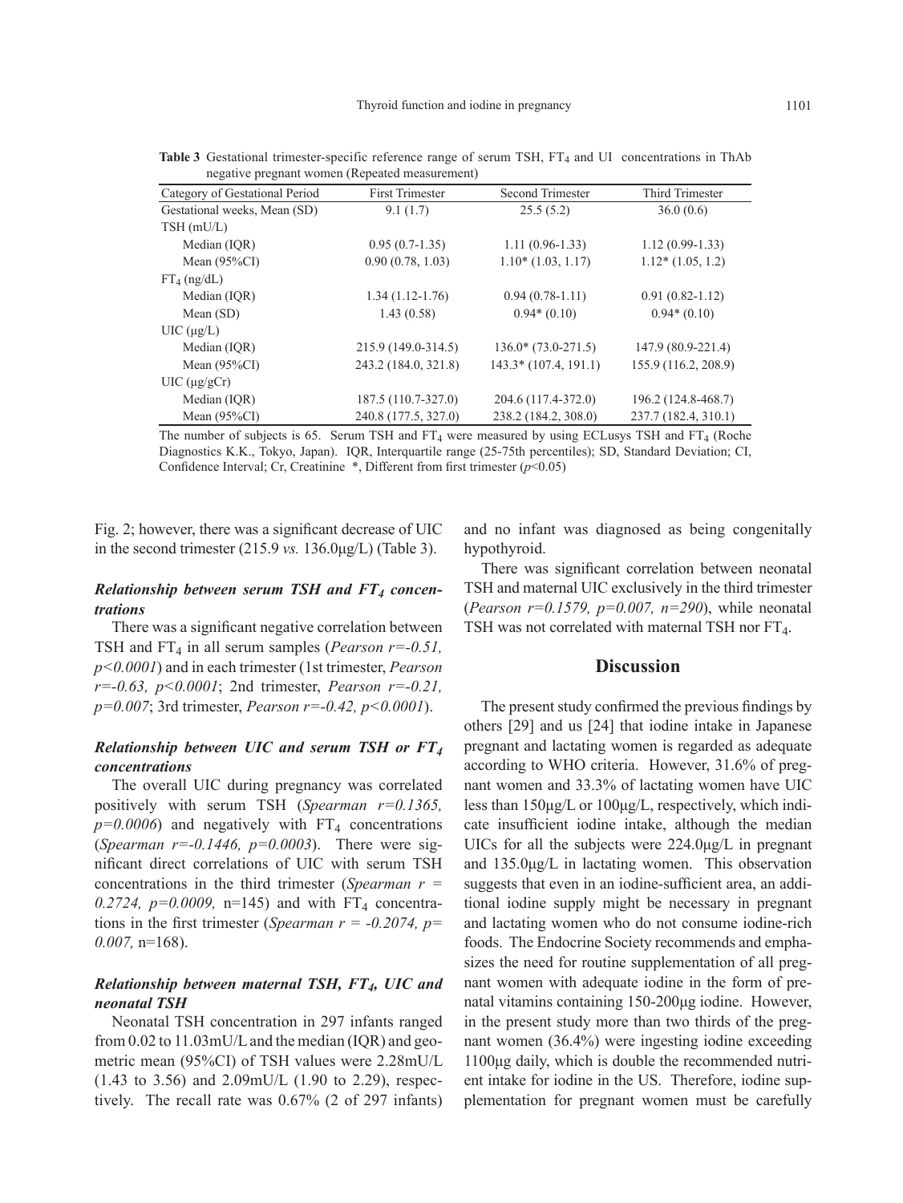**Table 3** Gestational trimester-specific reference range of serum TSH, $FT_4$ and UI concentrations in ThAb negative pregnant women (Repeated measurement)

| Category of Gestational Period | First Trimester | Second Trimester | Third Trimester |
|---|---|---|---|
| Gestational weeks, Mean (SD) | 9.1 (1.7) | 25.5 (5.2) | 36.0 (0.6) |
| TSH (mU/L) | | | |
| Median (IQR) | 0.95 (0.7-1.35) | 1.11 (0.96-1.33) | 1.12 (0.99-1.33) |
| Mean (95%CI) | 0.90 (0.78, 1.03) | 1.10* (1.03, 1.17) | 1.12* (1.05, 1.2) |
| $FT_4$ (ng/dL) | | | |
| Median (IQR) | 1.34 (1.12-1.76) | 0.94 (0.78-1.11) | 0.91 (0.82-1.12) |
| Mean (SD) | 1.43 (0.58) | 0.94* (0.10) | 0.94* (0.10) |
| UIC (μg/L) | | | |
| Median (IQR) | 215.9 (149.0-314.5) | 136.0* (73.0-271.5) | 147.9 (80.9-221.4) |
| Mean (95%CI) | 243.2 (184.0, 321.8) | 143.3* (107.4, 191.1) | 155.9 (116.2, 208.9) |
| UIC (μg/gCr) | | | |
| Median (IQR) | 187.5 (110.7-327.0) | 204.6 (117.4-372.0) | 196.2 (124.8-468.7) |
| Mean (95%CI) | 240.8 (177.5, 327.0) | 238.2 (184.2, 308.0) | 237.7 (182.4, 310.1) |

The number of subjects is 65. Serum TSH and $FT_4$ were measured by using ECLusys TSH and $FT_4$ (Roche Diagnostics K.K., Tokyo, Japan). IQR, Interquartile range (25-75th percentiles); SD, Standard Deviation; CI, Confidence Interval; Cr, Creatinine *, Different from first trimester ($p$<0.05)

Fig. 2; however, there was a significant decrease of UIC in the second trimester (215.9 *vs.* 136.0μg/L) (Table 3).

### *Relationship between serum TSH and $FT_4$ concentrations*

There was a significant negative correlation between TSH and $FT_4$ in all serum samples (*Pearson r=-0.51, p<0.0001*) and in each trimester (1st trimester, *Pearson r=-0.63, p<0.0001*; 2nd trimester, *Pearson r=-0.21, p=0.007*; 3rd trimester, *Pearson r=-0.42, p<0.0001*).

### *Relationship between UIC and serum TSH or $FT_4$ concentrations*

The overall UIC during pregnancy was correlated positively with serum TSH (*Spearman r=0.1365, p=0.0006*) and negatively with $FT_4$ concentrations (*Spearman r=-0.1446, p=0.0003*). There were significant direct correlations of UIC with serum TSH concentrations in the third trimester (*Spearman r = 0.2724, p=0.0009,* n=145) and with $FT_4$ concentrations in the first trimester (*Spearman r = -0.2074, p= 0.007,* n=168).

### *Relationship between maternal TSH, $FT_4$, UIC and neonatal TSH*

Neonatal TSH concentration in 297 infants ranged from 0.02 to 11.03mU/L and the median (IQR) and geometric mean (95%CI) of TSH values were 2.28mU/L (1.43 to 3.56) and 2.09mU/L (1.90 to 2.29), respectively. The recall rate was 0.67% (2 of 297 infants) and no infant was diagnosed as being congenitally hypothyroid.

There was significant correlation between neonatal TSH and maternal UIC exclusively in the third trimester (*Pearson r=0.1579, p=0.007, n=290*), while neonatal TSH was not correlated with maternal TSH nor $FT_4$.

## Discussion

The present study confirmed the previous findings by others [29] and us [24] that iodine intake in Japanese pregnant and lactating women is regarded as adequate according to WHO criteria. However, 31.6% of pregnant women and 33.3% of lactating women have UIC less than 150μg/L or 100μg/L, respectively, which indicate insufficient iodine intake, although the median UICs for all the subjects were 224.0μg/L in pregnant and 135.0μg/L in lactating women. This observation suggests that even in an iodine-sufficient area, an additional iodine supply might be necessary in pregnant and lactating women who do not consume iodine-rich foods. The Endocrine Society recommends and emphasizes the need for routine supplementation of all pregnant women with adequate iodine in the form of prenatal vitamins containing 150-200μg iodine. However, in the present study more than two thirds of the pregnant women (36.4%) were ingesting iodine exceeding 1100μg daily, which is double the recommended nutrient intake for iodine in the US. Therefore, iodine supplementation for pregnant women must be carefully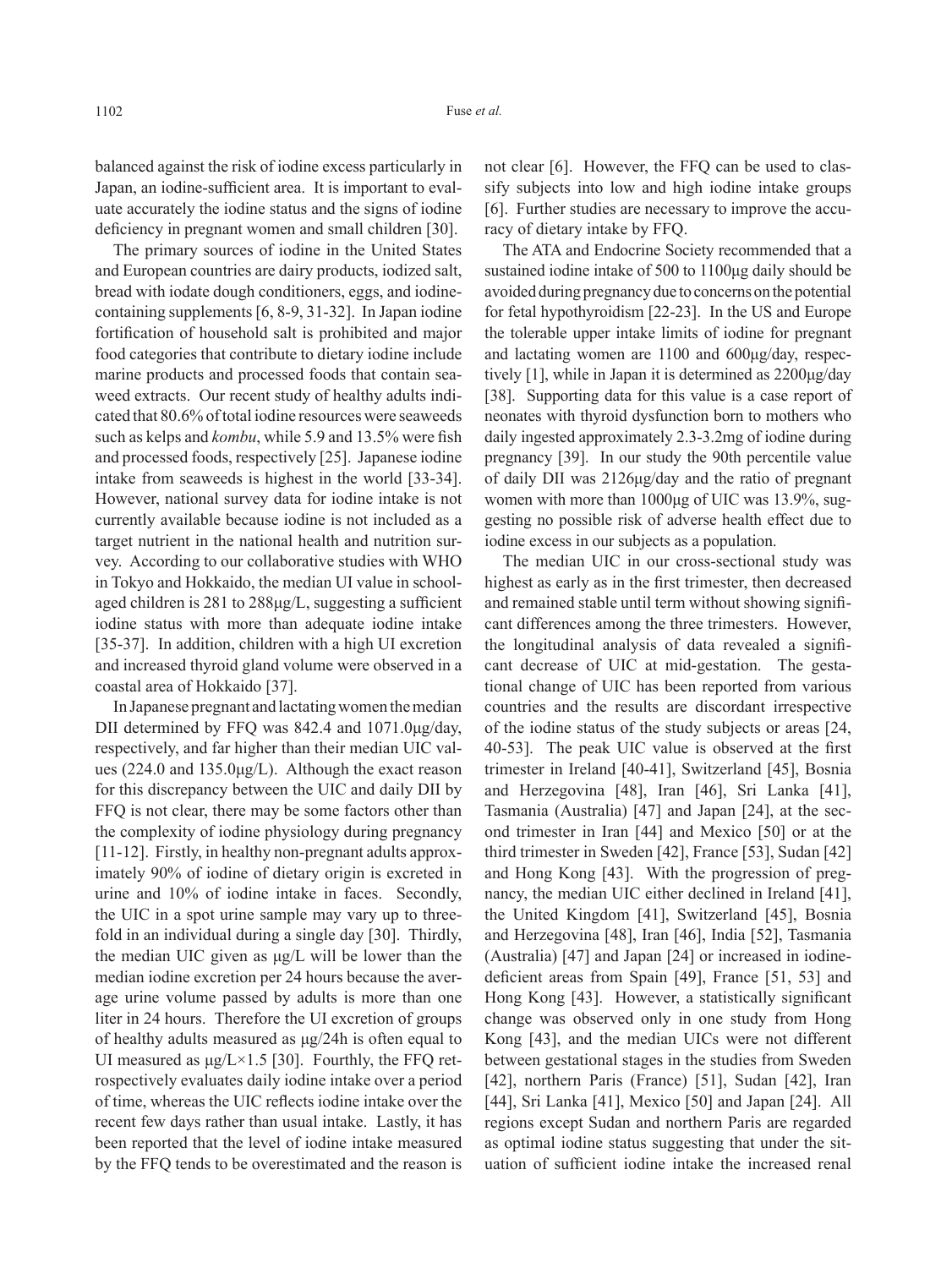balanced against the risk of iodine excess particularly in Japan, an iodine-sufficient area. It is important to evaluate accurately the iodine status and the signs of iodine deficiency in pregnant women and small children [30].

The primary sources of iodine in the United States and European countries are dairy products, iodized salt, bread with iodate dough conditioners, eggs, and iodine-containing supplements [6, 8-9, 31-32]. In Japan iodine fortification of household salt is prohibited and major food categories that contribute to dietary iodine include marine products and processed foods that contain seaweed extracts. Our recent study of healthy adults indicated that 80.6% of total iodine resources were seaweeds such as kelps and *kombu*, while 5.9 and 13.5% were fish and processed foods, respectively [25]. Japanese iodine intake from seaweeds is highest in the world [33-34]. However, national survey data for iodine intake is not currently available because iodine is not included as a target nutrient in the national health and nutrition survey. According to our collaborative studies with WHO in Tokyo and Hokkaido, the median UI value in school-aged children is 281 to 288μg/L, suggesting a sufficient iodine status with more than adequate iodine intake [35-37]. In addition, children with a high UI excretion and increased thyroid gland volume were observed in a coastal area of Hokkaido [37].

In Japanese pregnant and lactating women the median DII determined by FFQ was 842.4 and 1071.0μg/day, respectively, and far higher than their median UIC values (224.0 and 135.0μg/L). Although the exact reason for this discrepancy between the UIC and daily DII by FFQ is not clear, there may be some factors other than the complexity of iodine physiology during pregnancy [11-12]. Firstly, in healthy non-pregnant adults approximately 90% of iodine of dietary origin is excreted in urine and 10% of iodine intake in faces. Secondly, the UIC in a spot urine sample may vary up to three-fold in an individual during a single day [30]. Thirdly, the median UIC given as μg/L will be lower than the median iodine excretion per 24 hours because the average urine volume passed by adults is more than one liter in 24 hours. Therefore the UI excretion of groups of healthy adults measured as μg/24h is often equal to UI measured as μg/L×1.5 [30]. Fourthly, the FFQ retrospectively evaluates daily iodine intake over a period of time, whereas the UIC reflects iodine intake over the recent few days rather than usual intake. Lastly, it has been reported that the level of iodine intake measured by the FFQ tends to be overestimated and the reason is not clear [6]. However, the FFQ can be used to classify subjects into low and high iodine intake groups [6]. Further studies are necessary to improve the accuracy of dietary intake by FFQ.

The ATA and Endocrine Society recommended that a sustained iodine intake of 500 to 1100μg daily should be avoided during pregnancy due to concerns on the potential for fetal hypothyroidism [22-23]. In the US and Europe the tolerable upper intake limits of iodine for pregnant and lactating women are 1100 and 600μg/day, respectively [1], while in Japan it is determined as 2200μg/day [38]. Supporting data for this value is a case report of neonates with thyroid dysfunction born to mothers who daily ingested approximately 2.3-3.2mg of iodine during pregnancy [39]. In our study the 90th percentile value of daily DII was 2126μg/day and the ratio of pregnant women with more than 1000μg of UIC was 13.9%, suggesting no possible risk of adverse health effect due to iodine excess in our subjects as a population.

The median UIC in our cross-sectional study was highest as early as in the first trimester, then decreased and remained stable until term without showing significant differences among the three trimesters. However, the longitudinal analysis of data revealed a significant decrease of UIC at mid-gestation. The gestational change of UIC has been reported from various countries and the results are discordant irrespective of the iodine status of the study subjects or areas [24, 40-53]. The peak UIC value is observed at the first trimester in Ireland [40-41], Switzerland [45], Bosnia and Herzegovina [48], Iran [46], Sri Lanka [41], Tasmania (Australia) [47] and Japan [24], at the second trimester in Iran [44] and Mexico [50] or at the third trimester in Sweden [42], France [53], Sudan [42] and Hong Kong [43]. With the progression of pregnancy, the median UIC either declined in Ireland [41], the United Kingdom [41], Switzerland [45], Bosnia and Herzegovina [48], Iran [46], India [52], Tasmania (Australia) [47] and Japan [24] or increased in iodine-deficient areas from Spain [49], France [51, 53] and Hong Kong [43]. However, a statistically significant change was observed only in one study from Hong Kong [43], and the median UICs were not different between gestational stages in the studies from Sweden [42], northern Paris (France) [51], Sudan [42], Iran [44], Sri Lanka [41], Mexico [50] and Japan [24]. All regions except Sudan and northern Paris are regarded as optimal iodine status suggesting that under the situation of sufficient iodine intake the increased renal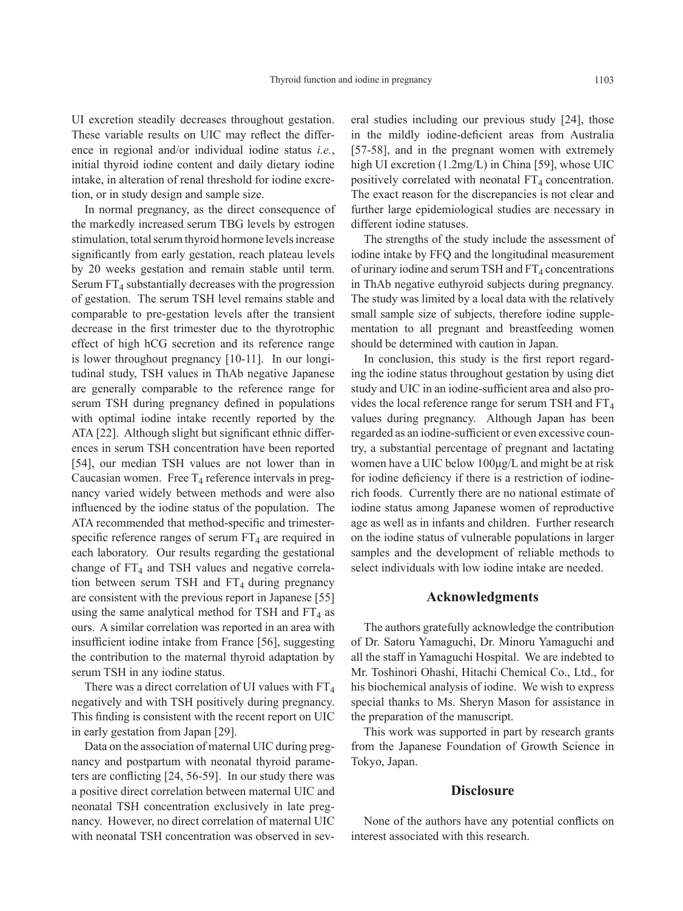UI excretion steadily decreases throughout gestation. These variable results on UIC may reflect the difference in regional and/or individual iodine status *i.e.*, initial thyroid iodine content and daily dietary iodine intake, in alteration of renal threshold for iodine excretion, or in study design and sample size.

In normal pregnancy, as the direct consequence of the markedly increased serum TBG levels by estrogen stimulation, total serum thyroid hormone levels increase significantly from early gestation, reach plateau levels by 20 weeks gestation and remain stable until term. Serum $FT_4$ substantially decreases with the progression of gestation. The serum TSH level remains stable and comparable to pre-gestation levels after the transient decrease in the first trimester due to the thyrotrophic effect of high hCG secretion and its reference range is lower throughout pregnancy [10-11]. In our longitudinal study, TSH values in ThAb negative Japanese are generally comparable to the reference range for serum TSH during pregnancy defined in populations with optimal iodine intake recently reported by the ATA [22]. Although slight but significant ethnic differences in serum TSH concentration have been reported [54], our median TSH values are not lower than in Caucasian women. Free $T_4$ reference intervals in pregnancy varied widely between methods and were also influenced by the iodine status of the population. The ATA recommended that method-specific and trimester-specific reference ranges of serum $FT_4$ are required in each laboratory. Our results regarding the gestational change of $FT_4$ and TSH values and negative correlation between serum TSH and $FT_4$ during pregnancy are consistent with the previous report in Japanese [55] using the same analytical method for TSH and $FT_4$ as ours. A similar correlation was reported in an area with insufficient iodine intake from France [56], suggesting the contribution to the maternal thyroid adaptation by serum TSH in any iodine status.

There was a direct correlation of UI values with $FT_4$ negatively and with TSH positively during pregnancy. This finding is consistent with the recent report on UIC in early gestation from Japan [29].

Data on the association of maternal UIC during pregnancy and postpartum with neonatal thyroid parameters are conflicting [24, 56-59]. In our study there was a positive direct correlation between maternal UIC and neonatal TSH concentration exclusively in late pregnancy. However, no direct correlation of maternal UIC with neonatal TSH concentration was observed in several studies including our previous study [24], those in the mildly iodine-deficient areas from Australia [57-58], and in the pregnant women with extremely high UI excretion (1.2mg/L) in China [59], whose UIC positively correlated with neonatal $FT_4$ concentration. The exact reason for the discrepancies is not clear and further large epidemiological studies are necessary in different iodine statuses.

The strengths of the study include the assessment of iodine intake by FFQ and the longitudinal measurement of urinary iodine and serum TSH and $FT_4$ concentrations in ThAb negative euthyroid subjects during pregnancy. The study was limited by a local data with the relatively small sample size of subjects, therefore iodine supplementation to all pregnant and breastfeeding women should be determined with caution in Japan.

In conclusion, this study is the first report regarding the iodine status throughout gestation by using diet study and UIC in an iodine-sufficient area and also provides the local reference range for serum TSH and $FT_4$ values during pregnancy. Although Japan has been regarded as an iodine-sufficient or even excessive country, a substantial percentage of pregnant and lactating women have a UIC below 100μg/L and might be at risk for iodine deficiency if there is a restriction of iodine-rich foods. Currently there are no national estimate of iodine status among Japanese women of reproductive age as well as in infants and children. Further research on the iodine status of vulnerable populations in larger samples and the development of reliable methods to select individuals with low iodine intake are needed.

## Acknowledgments

The authors gratefully acknowledge the contribution of Dr. Satoru Yamaguchi, Dr. Minoru Yamaguchi and all the staff in Yamaguchi Hospital. We are indebted to Mr. Toshinori Ohashi, Hitachi Chemical Co., Ltd., for his biochemical analysis of iodine. We wish to express special thanks to Ms. Sheryn Mason for assistance in the preparation of the manuscript.

This work was supported in part by research grants from the Japanese Foundation of Growth Science in Tokyo, Japan.

## Disclosure

None of the authors have any potential conflicts on interest associated with this research.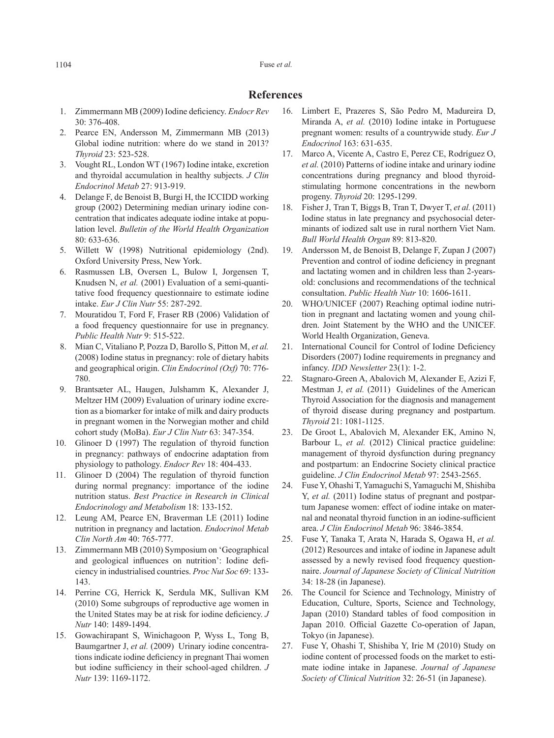## References

1. Zimmermann MB (2009) Iodine deficiency. *Endocr Rev* 30: 376-408.
2. Pearce EN, Andersson M, Zimmermann MB (2013) Global iodine nutrition: where do we stand in 2013? *Thyroid* 23: 523-528.
3. Vought RL, London WT (1967) Iodine intake, excretion and thyroidal accumulation in healthy subjects. *J Clin Endocrinol Metab* 27: 913-919.
4. Delange F, de Benoist B, Burgi H, the ICCIDD working group (2002) Determining median urinary iodine concentration that indicates adequate iodine intake at population level. *Bulletin of the World Health Organization* 80: 633-636.
5. Willett W (1998) Nutritional epidemiology (2nd). Oxford University Press, New York.
6. Rasmussen LB, Oversen L, Bulow I, Jorgensen T, Knudsen N, *et al.* (2001) Evaluation of a semi-quantitative food frequency questionnaire to estimate iodine intake. *Eur J Clin Nutr* 55: 287-292.
7. Mouratidou T, Ford F, Fraser RB (2006) Validation of a food frequency questionnaire for use in pregnancy. *Public Health Nutr* 9: 515-522.
8. Mian C, Vitaliano P, Pozza D, Barollo S, Pitton M, *et al.* (2008) Iodine status in pregnancy: role of dietary habits and geographical origin. *Clin Endocrinol (Oxf)* 70: 776-780.
9. Brantsæter AL, Haugen, Julshamm K, Alexander J, Meltzer HM (2009) Evaluation of urinary iodine excretion as a biomarker for intake of milk and dairy products in pregnant women in the Norwegian mother and child cohort study (MoBa). *Eur J Clin Nutr* 63: 347-354.
10. Glinoer D (1997) The regulation of thyroid function in pregnancy: pathways of endocrine adaptation from physiology to pathology. *Endocr Rev* 18: 404-433.
11. Glinoer D (2004) The regulation of thyroid function during normal pregnancy: importance of the iodine nutrition status. *Best Practice in Research in Clinical Endocrinology and Metabolism* 18: 133-152.
12. Leung AM, Pearce EN, Braverman LE (2011) Iodine nutrition in pregnancy and lactation. *Endocrinol Metab Clin North Am* 40: 765-777.
13. Zimmermann MB (2010) Symposium on 'Geographical and geological influences on nutrition': Iodine deficiency in industrialised countries. *Proc Nut Soc* 69: 133-143.
14. Perrine CG, Herrick K, Serdula MK, Sullivan KM (2010) Some subgroups of reproductive age women in the United States may be at risk for iodine deficiency. *J Nutr* 140: 1489-1494.
15. Gowachirapant S, Winichagoon P, Wyss L, Tong B, Baumgartner J, *et al.* (2009) Urinary iodine concentrations indicate iodine deficiency in pregnant Thai women but iodine sufficiency in their school-aged children. *J Nutr* 139: 1169-1172.
16. Limbert E, Prazeres S, São Pedro M, Madureira D, Miranda A, *et al.* (2010) Iodine intake in Portuguese pregnant women: results of a countrywide study. *Eur J Endocrinol* 163: 631-635.
17. Marco A, Vicente A, Castro E, Perez CE, Rodríguez O, *et al.* (2010) Patterns of iodine intake and urinary iodine concentrations during pregnancy and blood thyroid-stimulating hormone concentrations in the newborn progeny. *Thyroid* 20: 1295-1299.
18. Fisher J, Tran T, Biggs B, Tran T, Dwyer T, *et al.* (2011) Iodine status in late pregnancy and psychosocial determinants of iodized salt use in rural northern Viet Nam. *Bull World Health Organ* 89: 813-820.
19. Andersson M, de Benoist B, Delange F, Zupan J (2007) Prevention and control of iodine deficiency in pregnant and lactating women and in children less than 2-years-old: conclusions and recommendations of the technical consultation. *Public Health Nutr* 10: 1606-1611.
20. WHO/UNICEF (2007) Reaching optimal iodine nutrition in pregnant and lactating women and young children. Joint Statement by the WHO and the UNICEF. World Health Organization, Geneva.
21. International Council for Control of Iodine Deficiency Disorders (2007) Iodine requirements in pregnancy and infancy. *IDD Newsletter* 23(1): 1-2.
22. Stagnaro-Green A, Abalovich M, Alexander E, Azizi F, Mestman J, *et al.* (2011) Guidelines of the American Thyroid Association for the diagnosis and management of thyroid disease during pregnancy and postpartum. *Thyroid* 21: 1081-1125.
23. De Groot L, Abalovich M, Alexander EK, Amino N, Barbour L, *et al.* (2012) Clinical practice guideline: management of thyroid dysfunction during pregnancy and postpartum: an Endocrine Society clinical practice guideline. *J Clin Endocrinol Metab* 97: 2543-2565.
24. Fuse Y, Ohashi T, Yamaguchi S, Yamaguchi M, Shishiba Y, *et al.* (2011) Iodine status of pregnant and postpartum Japanese women: effect of iodine intake on maternal and neonatal thyroid function in an iodine-sufficient area. *J Clin Endocrinol Metab* 96: 3846-3854.
25. Fuse Y, Tanaka T, Arata N, Harada S, Ogawa H, *et al.* (2012) Resources and intake of iodine in Japanese adult assessed by a newly revised food frequency questionnaire. *Journal of Japanese Society of Clinical Nutrition* 34: 18-28 (in Japanese).
26. The Council for Science and Technology, Ministry of Education, Culture, Sports, Science and Technology, Japan (2010) Standard tables of food composition in Japan 2010. Official Gazette Co-operation of Japan, Tokyo (in Japanese).
27. Fuse Y, Ohashi T, Shishiba Y, Irie M (2010) Study on iodine content of processed foods on the market to estimate iodine intake in Japanese. *Journal of Japanese Society of Clinical Nutrition* 32: 26-51 (in Japanese).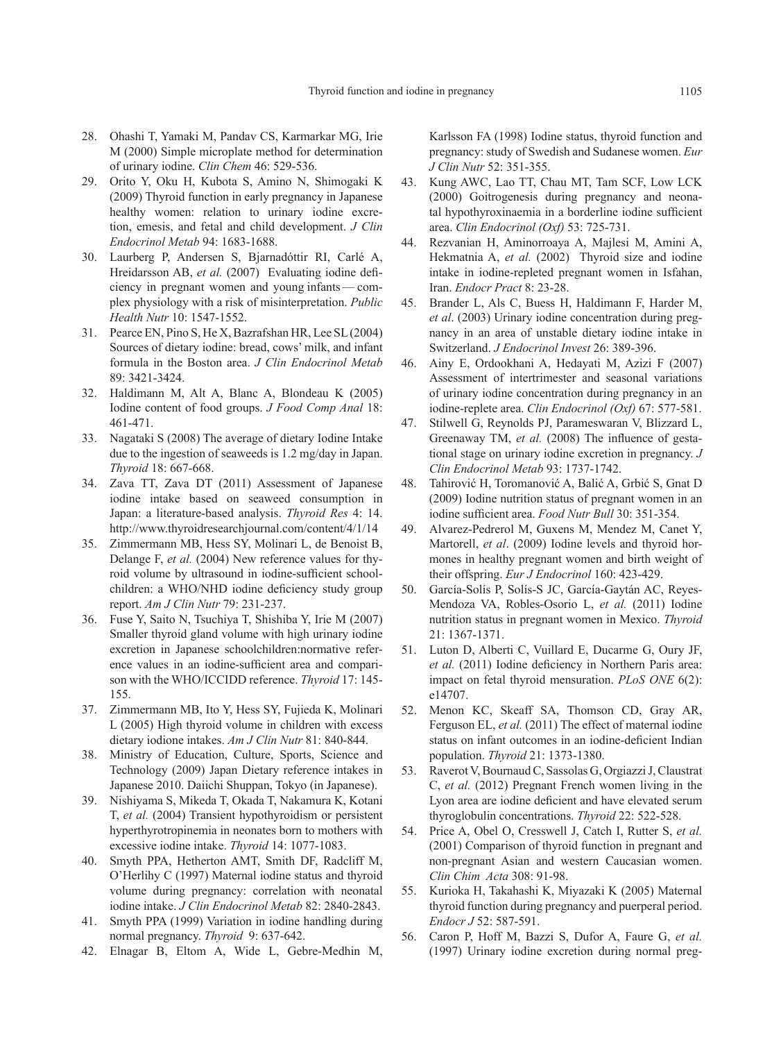28. Ohashi T, Yamaki M, Pandav CS, Karmarkar MG, Irie M (2000) Simple microplate method for determination of urinary iodine. *Clin Chem* 46: 529-536.
29. Orito Y, Oku H, Kubota S, Amino N, Shimogaki K (2009) Thyroid function in early pregnancy in Japanese healthy women: relation to urinary iodine excretion, emesis, and fetal and child development. *J Clin Endocrinol Metab* 94: 1683-1688.
30. Laurberg P, Andersen S, Bjarnadóttir RI, Carlé A, Hreidarsson AB, *et al.* (2007) Evaluating iodine deficiency in pregnant women and young infants — complex physiology with a risk of misinterpretation. *Public Health Nutr* 10: 1547-1552.
31. Pearce EN, Pino S, He X, Bazrafshan HR, Lee SL (2004) Sources of dietary iodine: bread, cows' milk, and infant formula in the Boston area. *J Clin Endocrinol Metab* 89: 3421-3424.
32. Haldimann M, Alt A, Blanc A, Blondeau K (2005) Iodine content of food groups. *J Food Comp Anal* 18: 461-471.
33. Nagataki S (2008) The average of dietary Iodine Intake due to the ingestion of seaweeds is 1.2 mg/day in Japan. *Thyroid* 18: 667-668.
34. Zava TT, Zava DT (2011) Assessment of Japanese iodine intake based on seaweed consumption in Japan: a literature-based analysis. *Thyroid Res* 4: 14. http://www.thyroidresearchjournal.com/content/4/1/14
35. Zimmermann MB, Hess SY, Molinari L, de Benoist B, Delange F, *et al.* (2004) New reference values for thyroid volume by ultrasound in iodine-sufficient schoolchildren: a WHO/NHD iodine deficiency study group report. *Am J Clin Nutr* 79: 231-237.
36. Fuse Y, Saito N, Tsuchiya T, Shishiba Y, Irie M (2007) Smaller thyroid gland volume with high urinary iodine excretion in Japanese schoolchildren:normative reference values in an iodine-sufficient area and comparison with the WHO/ICCIDD reference. *Thyroid* 17: 145-155.
37. Zimmermann MB, Ito Y, Hess SY, Fujieda K, Molinari L (2005) High thyroid volume in children with excess dietary iodione intakes. *Am J Clin Nutr* 81: 840-844.
38. Ministry of Education, Culture, Sports, Science and Technology (2009) Japan Dietary reference intakes in Japanese 2010. Daiichi Shuppan, Tokyo (in Japanese).
39. Nishiyama S, Mikeda T, Okada T, Nakamura K, Kotani T, *et al.* (2004) Transient hypothyroidism or persistent hyperthyrotropinemia in neonates born to mothers with excessive iodine intake. *Thyroid* 14: 1077-1083.
40. Smyth PPA, Hetherton AMT, Smith DF, Radcliff M, O'Herlihy C (1997) Maternal iodine status and thyroid volume during pregnancy: correlation with neonatal iodine intake. *J Clin Endocrinol Metab* 82: 2840-2843.
41. Smyth PPA (1999) Variation in iodine handling during normal pregnancy. *Thyroid* 9: 637-642.
42. Elnagar B, Eltom A, Wide L, Gebre-Medhin M, Karlsson FA (1998) Iodine status, thyroid function and pregnancy: study of Swedish and Sudanese women. *Eur J Clin Nutr* 52: 351-355.
43. Kung AWC, Lao TT, Chau MT, Tam SCF, Low LCK (2000) Goitrogenesis during pregnancy and neonatal hypothyroxinaemia in a borderline iodine sufficient area. *Clin Endocrinol (Oxf)* 53: 725-731.
44. Rezvanian H, Aminorroaya A, Majlesi M, Amini A, Hekmatnia A, *et al.* (2002) Thyroid size and iodine intake in iodine-repleted pregnant women in Isfahan, Iran. *Endocr Pract* 8: 23-28.
45. Brander L, Als C, Buess H, Haldimann F, Harder M, *et al*. (2003) Urinary iodine concentration during pregnancy in an area of unstable dietary iodine intake in Switzerland. *J Endocrinol Invest* 26: 389-396.
46. Ainy E, Ordookhani A, Hedayati M, Azizi F (2007) Assessment of intertrimester and seasonal variations of urinary iodine concentration during pregnancy in an iodine-replete area. *Clin Endocrinol (Oxf)* 67: 577-581.
47. Stilwell G, Reynolds PJ, Parameswaran V, Blizzard L, Greenaway TM, *et al.* (2008) The influence of gestational stage on urinary iodine excretion in pregnancy. *J Clin Endocrinol Metab* 93: 1737-1742.
48. Tahirović H, Toromanović A, Balić A, Grbić S, Gnat D (2009) Iodine nutrition status of pregnant women in an iodine sufficient area. *Food Nutr Bull* 30: 351-354.
49. Alvarez-Pedrerol M, Guxens M, Mendez M, Canet Y, Martorell, *et al*. (2009) Iodine levels and thyroid hormones in healthy pregnant women and birth weight of their offspring. *Eur J Endocrinol* 160: 423-429.
50. García-Solís P, Solís-S JC, García-Gaytán AC, Reyes-Mendoza VA, Robles-Osorio L, *et al.* (2011) Iodine nutrition status in pregnant women in Mexico. *Thyroid* 21: 1367-1371.
51. Luton D, Alberti C, Vuillard E, Ducarme G, Oury JF, *et al.* (2011) Iodine deficiency in Northern Paris area: impact on fetal thyroid mensuration. *PLoS ONE* 6(2): e14707.
52. Menon KC, Skeaff SA, Thomson CD, Gray AR, Ferguson EL, *et al.* (2011) The effect of maternal iodine status on infant outcomes in an iodine-deficient Indian population. *Thyroid* 21: 1373-1380.
53. Raverot V, Bournaud C, Sassolas G, Orgiazzi J, Claustrat C, *et al.* (2012) Pregnant French women living in the Lyon area are iodine deficient and have elevated serum thyroglobulin concentrations. *Thyroid* 22: 522-528.
54. Price A, Obel O, Cresswell J, Catch I, Rutter S, *et al.* (2001) Comparison of thyroid function in pregnant and non-pregnant Asian and western Caucasian women. *Clin Chim Acta* 308: 91-98.
55. Kurioka H, Takahashi K, Miyazaki K (2005) Maternal thyroid function during pregnancy and puerperal period. *Endocr J* 52: 587-591.
56. Caron P, Hoff M, Bazzi S, Dufor A, Faure G, *et al.* (1997) Urinary iodine excretion during normal preg-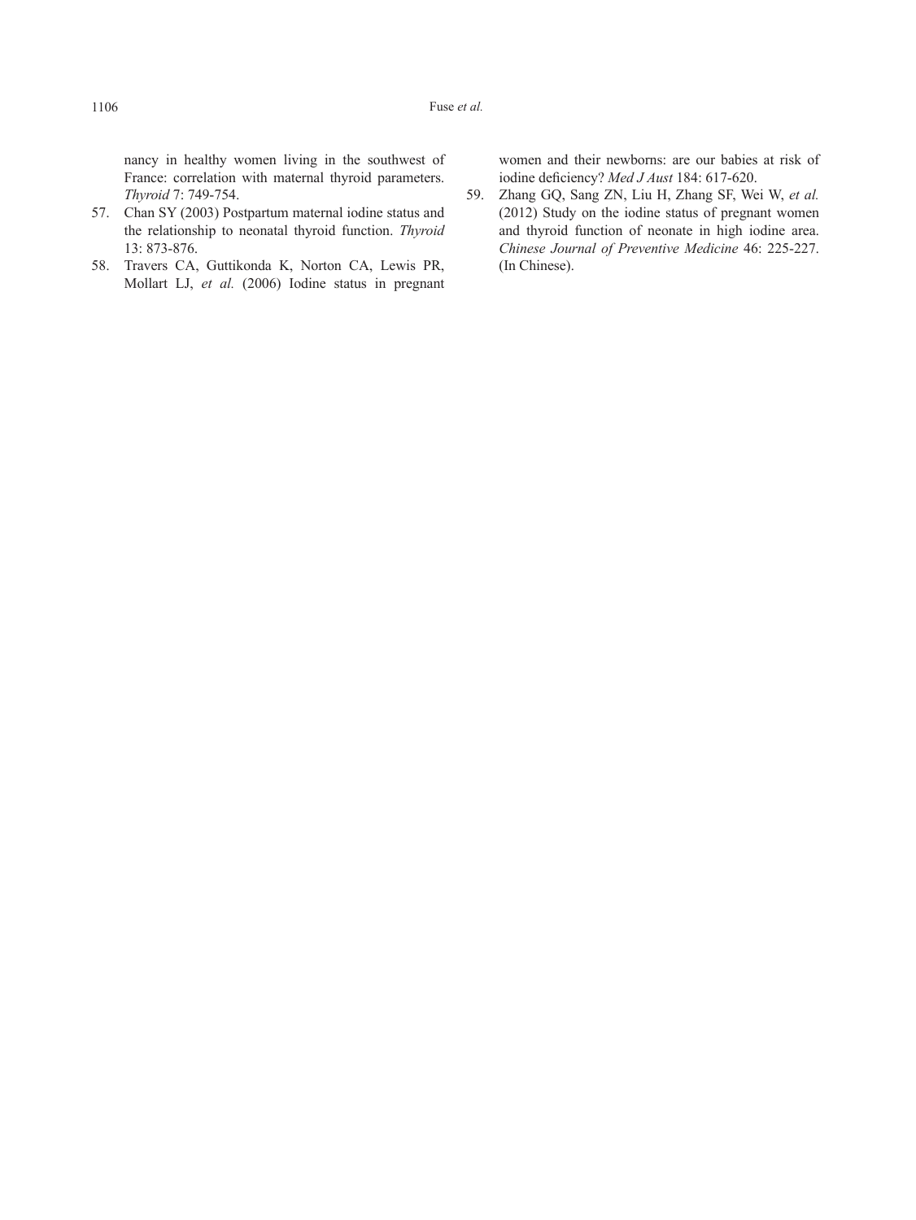nancy in healthy women living in the southwest of France: correlation with maternal thyroid parameters. *Thyroid* 7: 749-754.

57. Chan SY (2003) Postpartum maternal iodine status and the relationship to neonatal thyroid function. *Thyroid* 13: 873-876.
58. Travers CA, Guttikonda K, Norton CA, Lewis PR, Mollart LJ, *et al.* (2006) Iodine status in pregnant women and their newborns: are our babies at risk of iodine deficiency? *Med J Aust* 184: 617-620.
59. Zhang GQ, Sang ZN, Liu H, Zhang SF, Wei W, *et al.* (2012) Study on the iodine status of pregnant women and thyroid function of neonate in high iodine area. *Chinese Journal of Preventive Medicine* 46: 225-227. (In Chinese).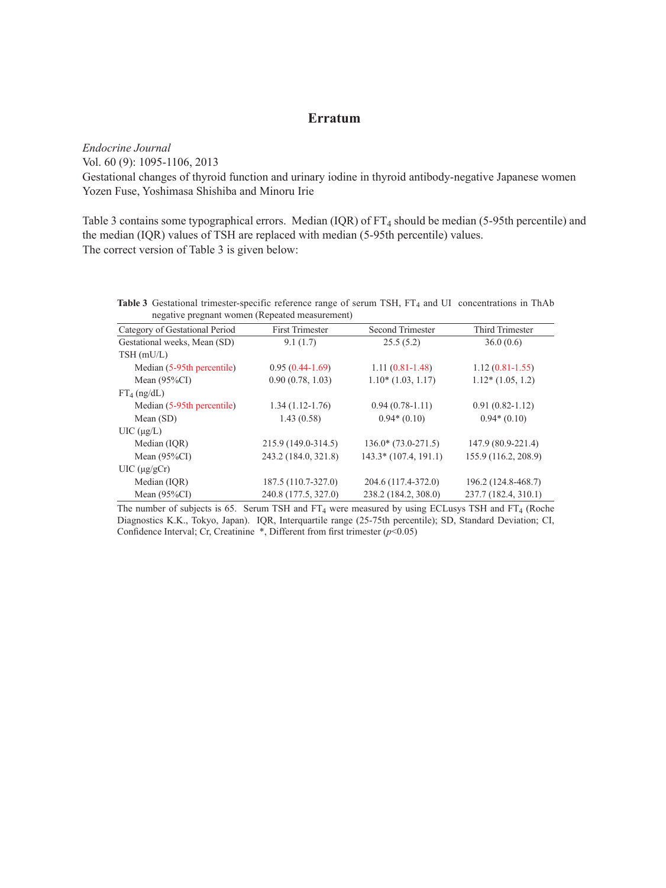# Erratum

*Endocrine Journal*
Vol. 60 (9): 1095-1106, 2013
Gestational changes of thyroid function and urinary iodine in thyroid antibody-negative Japanese women
Yozen Fuse, Yoshimasa Shishiba and Minoru Irie

Table 3 contains some typographical errors. Median (IQR) of $FT_4$ should be median (5-95th percentile) and the median (IQR) values of TSH are replaced with median (5-95th percentile) values.
The correct version of Table 3 is given below:

**Table 3** Gestational trimester-specific reference range of serum TSH, $FT_4$ and UI concentrations in ThAb negative pregnant women (Repeated measurement)

| Category of Gestational Period | First Trimester | Second Trimester | Third Trimester |
|---|---|---|---|
| Gestational weeks, Mean (SD) | 9.1 (1.7) | 25.5 (5.2) | 36.0 (0.6) |
| TSH (mU/L) | | | |
| Median (5-95th percentile) | 0.95 (0.44-1.69) | 1.11 (0.81-1.48) | 1.12 (0.81-1.55) |
| Mean (95%CI) | 0.90 (0.78, 1.03) | 1.10* (1.03, 1.17) | 1.12* (1.05, 1.2) |
| $FT_4$ (ng/dL) | | | |
| Median (5-95th percentile) | 1.34 (1.12-1.76) | 0.94 (0.78-1.11) | 0.91 (0.82-1.12) |
| Mean (SD) | 1.43 (0.58) | 0.94* (0.10) | 0.94* (0.10) |
| UIC (μg/L) | | | |
| Median (IQR) | 215.9 (149.0-314.5) | 136.0* (73.0-271.5) | 147.9 (80.9-221.4) |
| Mean (95%CI) | 243.2 (184.0, 321.8) | 143.3* (107.4, 191.1) | 155.9 (116.2, 208.9) |
| UIC (μg/gCr) | | | |
| Median (IQR) | 187.5 (110.7-327.0) | 204.6 (117.4-372.0) | 196.2 (124.8-468.7) |
| Mean (95%CI) | 240.8 (177.5, 327.0) | 238.2 (184.2, 308.0) | 237.7 (182.4, 310.1) |

The number of subjects is 65. Serum TSH and $FT_4$ were measured by using ECLusys TSH and $FT_4$ (Roche Diagnostics K.K., Tokyo, Japan). IQR, Interquartile range (25-75th percentile); SD, Standard Deviation; CI, Confidence Interval; Cr, Creatinine *, Different from first trimester ($p$<0.05)